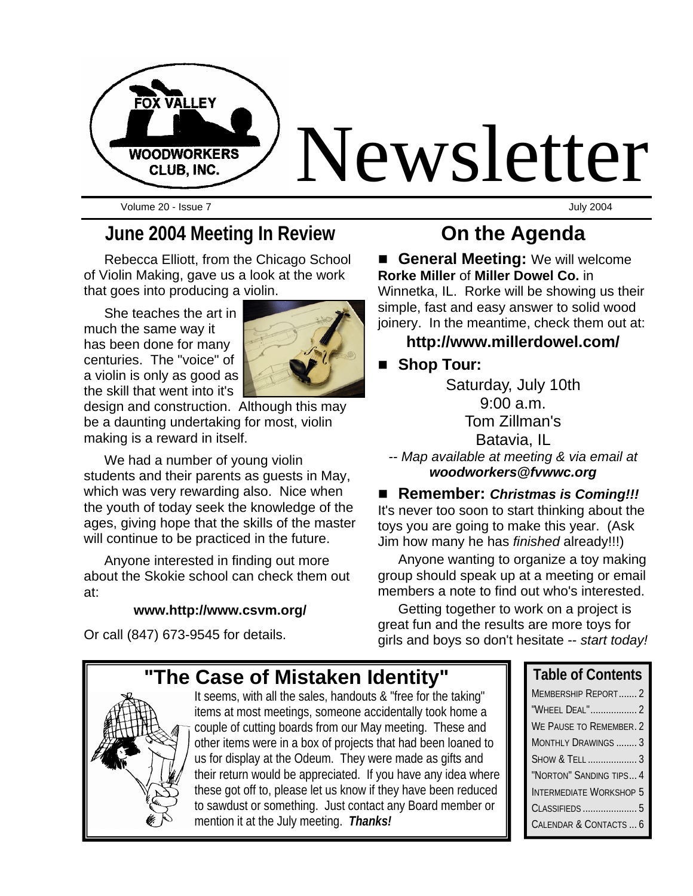# Newsletter

FOX VALLEY WOODWORKERS CLUB, INC.

Volume 20 - Issue 7 July 2004

## June 2004 Meeting In Review

Rebecca Elliott, from the Chicago School of Violin Making, gave us a look at the work that goes into producing a violin.

She teaches the art in much the same way it has been done for many centuries. The "voice" of a violin is only as good as the skill that went into it's design and construction. Although this may be a daunting undertaking for most, violin making is a reward in itself.

We had a number of young violin students and their parents as guests in May, which was very rewarding also. Nice when the youth of today seek the knowledge of the ages, giving hope that the skills of the master will continue to be practiced in the future.

Anyone interested in finding out more about the Skokie school can check them out at:

**www.http://www.csvm.org/**

Or call (847) 673-9545 for details.

## On the Agenda

- **General Meeting:** We will welcome **Rorke Miller** of **Miller Dowel Co.** in Winnetka, IL. Rorke will be showing us their simple, fast and easy answer to solid wood joinery. In the meantime, check them out at:

  **http://www.millerdowel.com/**

- **Shop Tour:**

  Saturday, July 10th
  9:00 a.m.
  Tom Zillman's
  Batavia, IL

  -- *Map available at meeting & via email at* ***woodworkers@fvwwc.org***

- **Remember:** ***Christmas is Coming!!!*** It's never too soon to start thinking about the toys you are going to make this year. (Ask Jim how many he has *finished* already!!!)

Anyone wanting to organize a toy making group should speak up at a meeting or email members a note to find out who's interested.

Getting together to work on a project is great fun and the results are more toys for girls and boys so don't hesitate -- *start today!*

## "The Case of Mistaken Identity"

It seems, with all the sales, handouts & "free for the taking" items at most meetings, someone accidentally took home a couple of cutting boards from our May meeting. These and other items were in a box of projects that had been loaned to us for display at the Odeum. They were made as gifts and their return would be appreciated. If you have any idea where these got off to, please let us know if they have been reduced to sawdust or something. Just contact any Board member or mention it at the July meeting. ***Thanks!***

### Table of Contents

| | |
|---|---|
| Membership Report | 2 |
| "Wheel Deal" | 2 |
| We Pause to Remember | 2 |
| Monthly Drawings | 3 |
| Show & Tell | 3 |
| "Norton" Sanding Tips | 4 |
| Intermediate Workshop | 5 |
| Classifieds | 5 |
| Calendar & Contacts | 6 |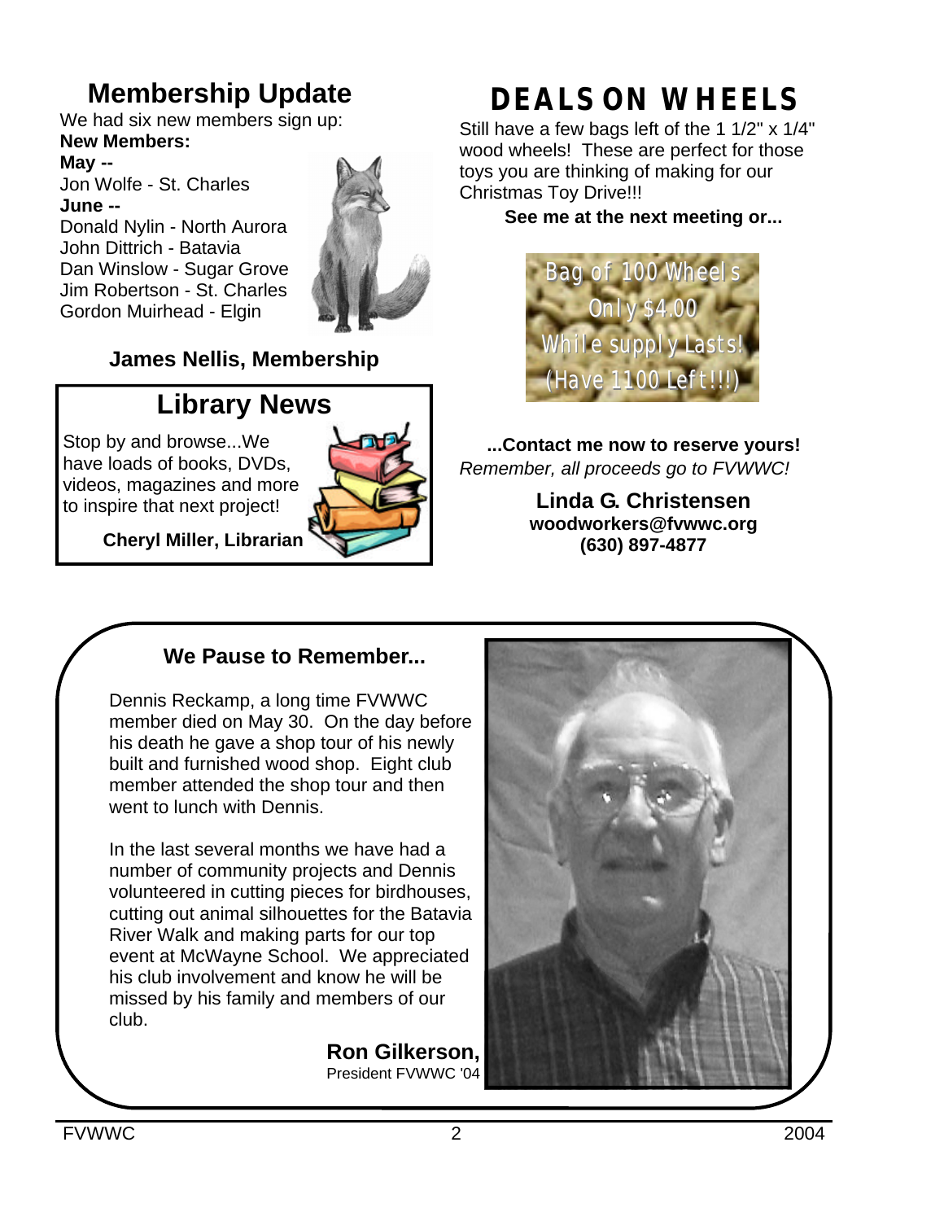## Membership Update

We had six new members sign up:

**New Members:**

**May --**

Jon Wolfe - St. Charles

**June --**

Donald Nylin - North Aurora
John Dittrich - Batavia
Dan Winslow - Sugar Grove
Jim Robertson - St. Charles
Gordon Muirhead - Elgin

**James Nellis, Membership**

## Library News

Stop by and browse...We have loads of books, DVDs, videos, magazines and more to inspire that next project!

**Cheryl Miller, Librarian**

## DEALS ON WHEELS

Still have a few bags left of the 1 1/2" x 1/4" wood wheels! These are perfect for those toys you are thinking of making for our Christmas Toy Drive!!!

**See me at the next meeting or...**

Bag of 100 Wheels
Only $4.00
While supply Lasts!
(Have 1100 Left!!!)

**...Contact me now to reserve yours!**

*Remember, all proceeds go to FVWWC!*

**Linda G. Christensen**
**woodworkers@fvwwc.org**
**(630) 897-4877**

### We Pause to Remember...

Dennis Reckamp, a long time FVWWC member died on May 30. On the day before his death he gave a shop tour of his newly built and furnished wood shop. Eight club member attended the shop tour and then went to lunch with Dennis.

In the last several months we have had a number of community projects and Dennis volunteered in cutting pieces for birdhouses, cutting out animal silhouettes for the Batavia River Walk and making parts for our top event at McWayne School. We appreciated his club involvement and know he will be missed by his family and members of our club.

**Ron Gilkerson,**
President FVWWC '04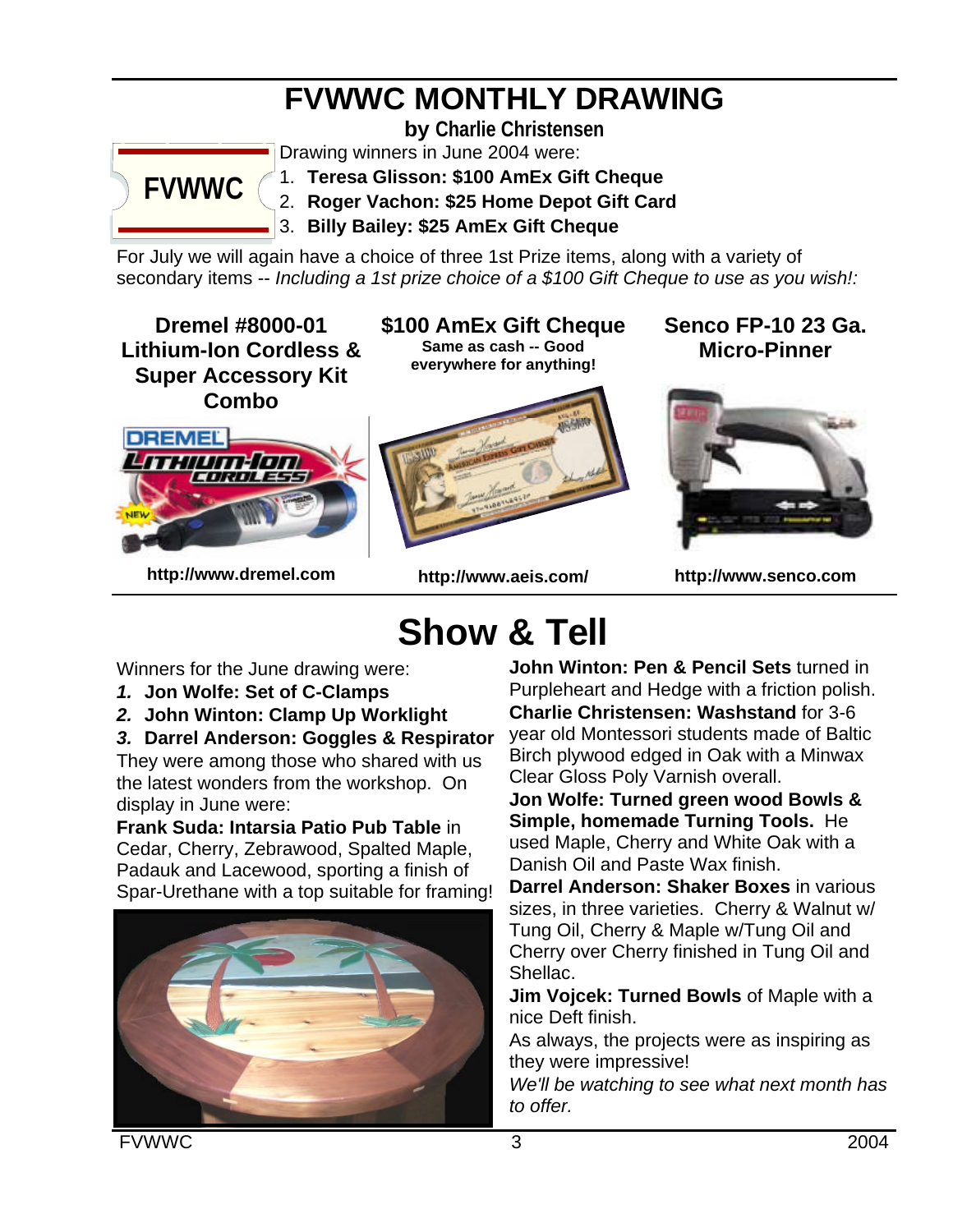# FVWWC MONTHLY DRAWING

**by Charlie Christensen**

FVWWC

Drawing winners in June 2004 were:

1. **Teresa Glisson: $100 AmEx Gift Cheque**
2. **Roger Vachon: $25 Home Depot Gift Card**
3. **Billy Bailey: $25 AmEx Gift Cheque**

For July we will again have a choice of three 1st Prize items, along with a variety of secondary items -- *Including a 1st prize choice of a $100 Gift Cheque to use as you wish!:*

**Dremel #8000-01 Lithium-Ion Cordless & Super Accessory Kit Combo**

**http://www.dremel.com**

**$100 AmEx Gift Cheque**
**Same as cash -- Good everywhere for anything!**

**http://www.aeis.com/**

**Senco FP-10 23 Ga. Micro-Pinner**

**http://www.senco.com**

# Show & Tell

Winners for the June drawing were:

1. **Jon Wolfe: Set of C-Clamps**
2. **John Winton: Clamp Up Worklight**
3. **Darrel Anderson: Goggles & Respirator**

They were among those who shared with us the latest wonders from the workshop. On display in June were:

**Frank Suda: Intarsia Patio Pub Table** in Cedar, Cherry, Zebrawood, Spalted Maple, Padauk and Lacewood, sporting a finish of Spar-Urethane with a top suitable for framing!

**John Winton: Pen & Pencil Sets** turned in Purpleheart and Hedge with a friction polish.

**Charlie Christensen: Washstand** for 3-6 year old Montessori students made of Baltic Birch plywood edged in Oak with a Minwax Clear Gloss Poly Varnish overall.

**Jon Wolfe: Turned green wood Bowls & Simple, homemade Turning Tools.** He used Maple, Cherry and White Oak with a Danish Oil and Paste Wax finish.

**Darrel Anderson: Shaker Boxes** in various sizes, in three varieties. Cherry & Walnut w/ Tung Oil, Cherry & Maple w/Tung Oil and Cherry over Cherry finished in Tung Oil and Shellac.

**Jim Vojcek: Turned Bowls** of Maple with a nice Deft finish.

As always, the projects were as inspiring as they were impressive!

*We'll be watching to see what next month has to offer.*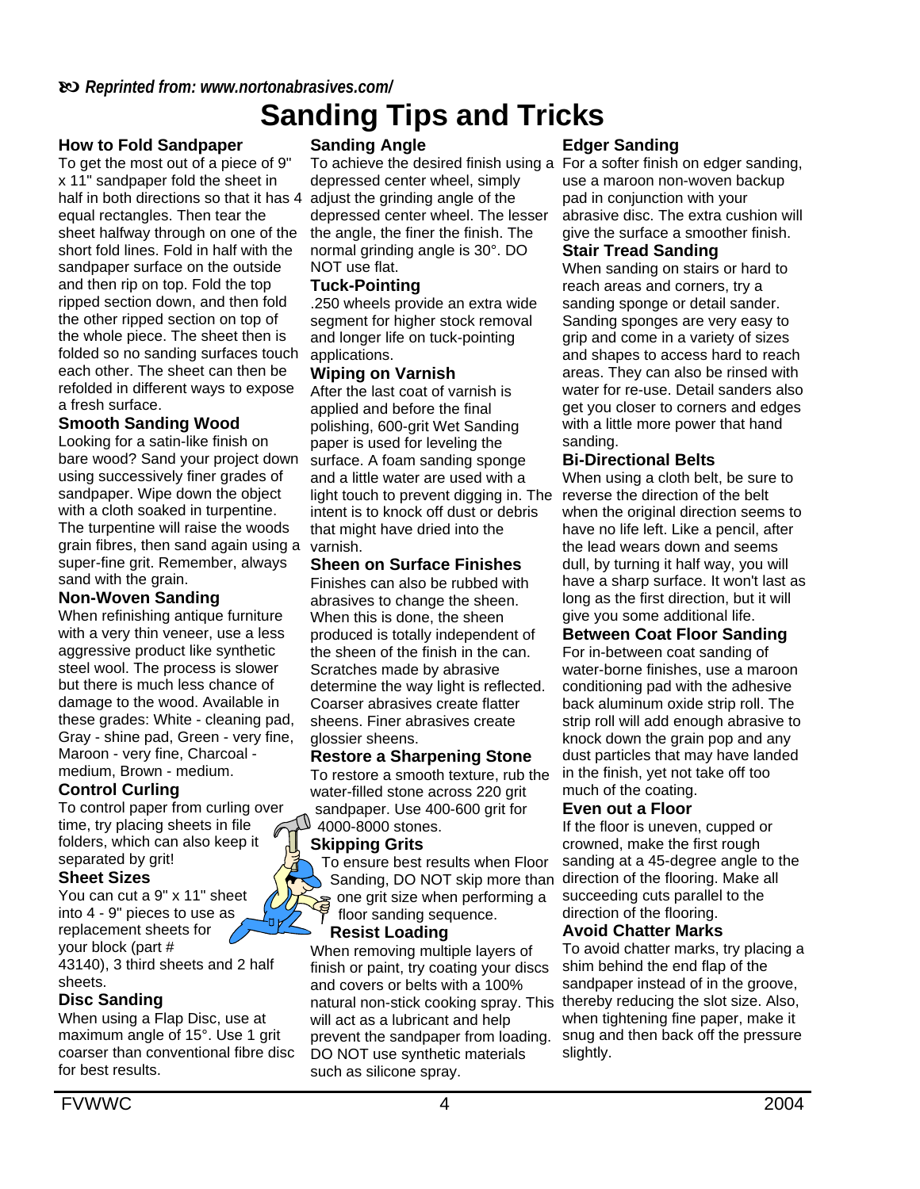*Reprinted from: www.nortonabrasives.com/*

# Sanding Tips and Tricks

### How to Fold Sandpaper

To get the most out of a piece of 9" x 11" sandpaper fold the sheet in half in both directions so that it has 4 equal rectangles. Then tear the sheet halfway through on one of the short fold lines. Fold in half with the sandpaper surface on the outside and then rip on top. Fold the top ripped section down, and then fold the other ripped section on top of the whole piece. The sheet then is folded so no sanding surfaces touch each other. The sheet can then be refolded in different ways to expose a fresh surface.

### Smooth Sanding Wood

Looking for a satin-like finish on bare wood? Sand your project down using successively finer grades of sandpaper. Wipe down the object with a cloth soaked in turpentine. The turpentine will raise the woods grain fibres, then sand again using a super-fine grit. Remember, always sand with the grain.

### Non-Woven Sanding

When refinishing antique furniture with a very thin veneer, use a less aggressive product like synthetic steel wool. The process is slower but there is much less chance of damage to the wood. Available in these grades: White - cleaning pad, Gray - shine pad, Green - very fine, Maroon - very fine, Charcoal - medium, Brown - medium.

### Control Curling

To control paper from curling over time, try placing sheets in file folders, which can also keep it separated by grit!

### Sheet Sizes

You can cut a 9" x 11" sheet into 4 - 9" pieces to use as replacement sheets for your block (part # 43140), 3 third sheets and 2 half sheets.

### Disc Sanding

When using a Flap Disc, use at maximum angle of 15°. Use 1 grit coarser than conventional fibre disc for best results.

### Sanding Angle

To achieve the desired finish using a depressed center wheel, simply adjust the grinding angle of the depressed center wheel. The lesser the angle, the finer the finish. The normal grinding angle is 30°. DO NOT use flat.

### Tuck-Pointing

.250 wheels provide an extra wide segment for higher stock removal and longer life on tuck-pointing applications.

### Wiping on Varnish

After the last coat of varnish is applied and before the final polishing, 600-grit Wet Sanding paper is used for leveling the surface. A foam sanding sponge and a little water are used with a light touch to prevent digging in. The intent is to knock off dust or debris that might have dried into the varnish.

### Sheen on Surface Finishes

Finishes can also be rubbed with abrasives to change the sheen. When this is done, the sheen produced is totally independent of the sheen of the finish in the can. Scratches made by abrasive determine the way light is reflected. Coarser abrasives create flatter sheens. Finer abrasives create glossier sheens.

### Restore a Sharpening Stone

To restore a smooth texture, rub the water-filled stone across 220 grit sandpaper. Use 400-600 grit for 4000-8000 stones.

### Skipping Grits

To ensure best results when Floor Sanding, DO NOT skip more than one grit size when performing a floor sanding sequence.

### Resist Loading

When removing multiple layers of finish or paint, try coating your discs and covers or belts with a 100% natural non-stick cooking spray. This will act as a lubricant and help prevent the sandpaper from loading. DO NOT use synthetic materials such as silicone spray.

### Edger Sanding

For a softer finish on edger sanding, use a maroon non-woven backup pad in conjunction with your abrasive disc. The extra cushion will give the surface a smoother finish.

### Stair Tread Sanding

When sanding on stairs or hard to reach areas and corners, try a sanding sponge or detail sander. Sanding sponges are very easy to grip and come in a variety of sizes and shapes to access hard to reach areas. They can also be rinsed with water for re-use. Detail sanders also get you closer to corners and edges with a little more power that hand sanding.

### Bi-Directional Belts

When using a cloth belt, be sure to reverse the direction of the belt when the original direction seems to have no life left. Like a pencil, after the lead wears down and seems dull, by turning it half way, you will have a sharp surface. It won't last as long as the first direction, but it will give you some additional life.

### Between Coat Floor Sanding

For in-between coat sanding of water-borne finishes, use a maroon conditioning pad with the adhesive back aluminum oxide strip roll. The strip roll will add enough abrasive to knock down the grain pop and any dust particles that may have landed in the finish, yet not take off too much of the coating.

### Even out a Floor

If the floor is uneven, cupped or crowned, make the first rough sanding at a 45-degree angle to the direction of the flooring. Make all succeeding cuts parallel to the direction of the flooring.

### Avoid Chatter Marks

To avoid chatter marks, try placing a shim behind the end flap of the sandpaper instead of in the groove, thereby reducing the slot size. Also, when tightening fine paper, make it snug and then back off the pressure slightly.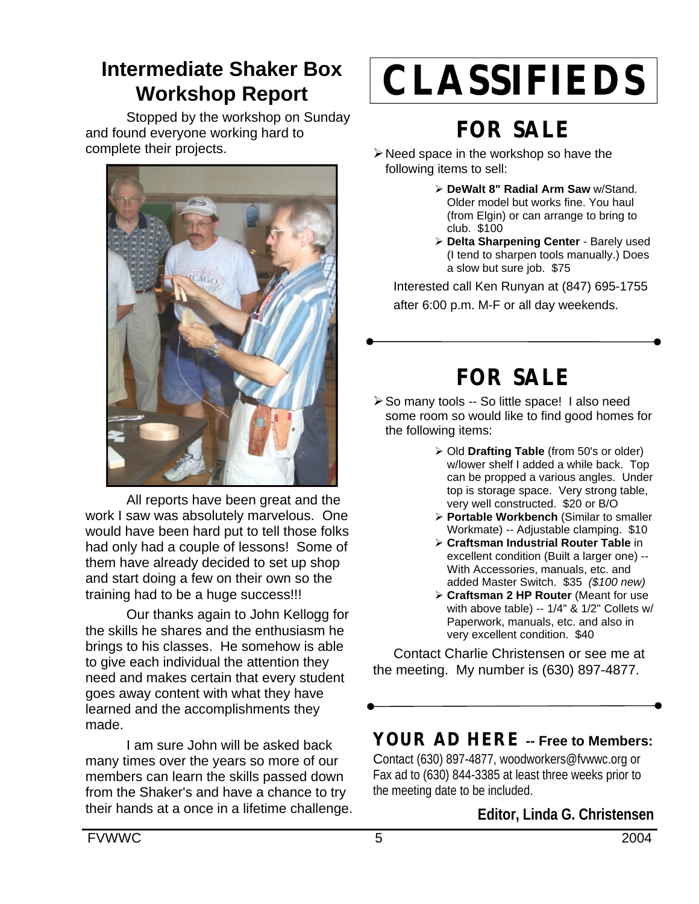## Intermediate Shaker Box Workshop Report

Stopped by the workshop on Sunday and found everyone working hard to complete their projects.

All reports have been great and the work I saw was absolutely marvelous. One would have been hard put to tell those folks had only had a couple of lessons! Some of them have already decided to set up shop and start doing a few on their own so the training had to be a huge success!!!

Our thanks again to John Kellogg for the skills he shares and the enthusiasm he brings to his classes. He somehow is able to give each individual the attention they need and makes certain that every student goes away content with what they have learned and the accomplishments they made.

I am sure John will be asked back many times over the years so more of our members can learn the skills passed down from the Shaker's and have a chance to try their hands at a once in a lifetime challenge.

# CLASSIFIEDS

## FOR SALE

- Need space in the workshop so have the following items to sell:
  - **DeWalt 8" Radial Arm Saw** w/Stand. Older model but works fine. You haul (from Elgin) or can arrange to bring to club. $100
  - **Delta Sharpening Center** - Barely used (I tend to sharpen tools manually.) Does a slow but sure job. $75

Interested call Ken Runyan at (847) 695-1755 after 6:00 p.m. M-F or all day weekends.

---

## FOR SALE

- So many tools -- So little space! I also need some room so would like to find good homes for the following items:
  - Old **Drafting Table** (from 50's or older) w/lower shelf I added a while back. Top can be propped a various angles. Under top is storage space. Very strong table, very well constructed. $20 or B/O
  - **Portable Workbench** (Similar to smaller Workmate) -- Adjustable clamping. $10
  - **Craftsman Industrial Router Table** in excellent condition (Built a larger one) -- With Accessories, manuals, etc. and added Master Switch. $35 *($100 new)*
  - **Craftsman 2 HP Router** (Meant for use with above table) -- 1/4" & 1/2" Collets w/ Paperwork, manuals, etc. and also in very excellent condition. $40

Contact Charlie Christensen or see me at the meeting. My number is (630) 897-4877.

---

**YOUR AD HERE -- Free to Members:**

Contact (630) 897-4877, woodworkers@fvwwc.org or Fax ad to (630) 844-3385 at least three weeks prior to the meeting date to be included.

**Editor, Linda G. Christensen**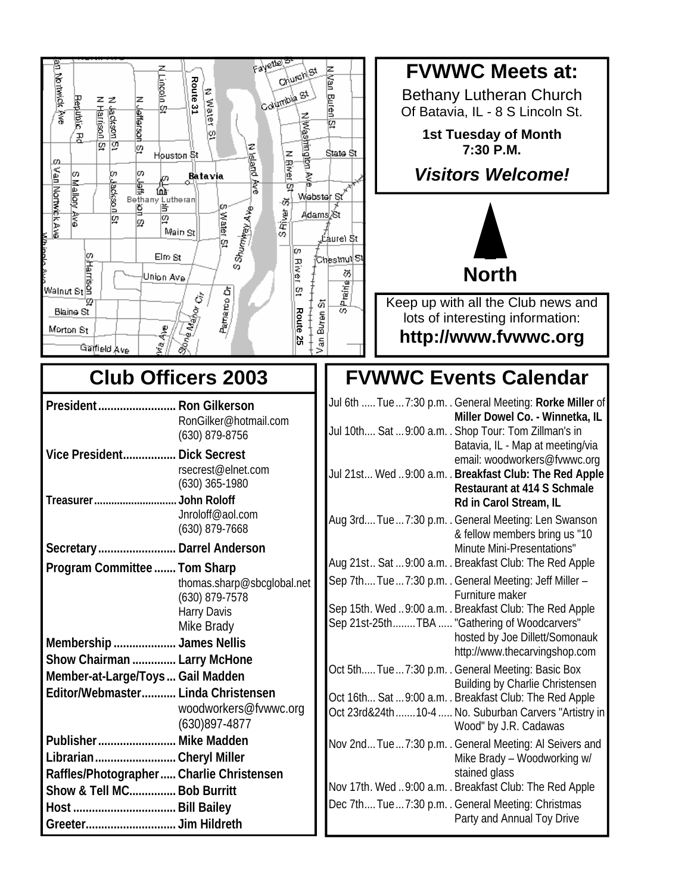## FVWWC Meets at:

Bethany Lutheran Church
Of Batavia, IL - 8 S Lincoln St.

**1st Tuesday of Month**
**7:30 P.M.**

***Visitors Welcome!***

North

Keep up with all the Club news and lots of interesting information:
**http://www.fvwwc.org**

## Club Officers 2003

| | |
|---|---|
| **President** | **Ron Gilkerson**<br>RonGilker@hotmail.com<br>(630) 879-8756 |
| **Vice President** | **Dick Secrest**<br>rsecrest@elnet.com<br>(630) 365-1980 |
| **Treasurer** | **John Roloff**<br>Jnroloff@aol.com<br>(630) 879-7668 |
| **Secretary** | **Darrel Anderson** |
| **Program Committee** | **Tom Sharp**<br>thomas.sharp@sbcglobal.net<br>(630) 879-7578<br>Harry Davis<br>Mike Brady |
| **Membership** | **James Nellis** |
| **Show Chairman** | **Larry McHone** |
| **Member-at-Large/Toys** | **Gail Madden** |
| **Editor/Webmaster** | **Linda Christensen**<br>woodworkers@fvwwc.org<br>(630)897-4877 |
| **Publisher** | **Mike Madden** |
| **Librarian** | **Cheryl Miller** |
| **Raffles/Photographer** | **Charlie Christensen** |
| **Show & Tell MC** | **Bob Burritt** |
| **Host** | **Bill Bailey** |
| **Greeter** | **Jim Hildreth** |

## FVWWC Events Calendar

| | | | |
|---|---|---|---|
| Jul 6th | Tue | 7:30 p.m. | General Meeting: **Rorke Miller** of **Miller Dowel Co. - Winnetka, IL** |
| Jul 10th | Sat | 9:00 a.m. | Shop Tour: Tom Zillman's in Batavia, IL - Map at meeting/via email: woodworkers@fvwwc.org |
| Jul 21st | Wed | 9:00 a.m. | **Breakfast Club: The Red Apple Restaurant at 414 S Schmale Rd in Carol Stream, IL** |
| Aug 3rd | Tue | 7:30 p.m. | General Meeting: Len Swanson & fellow members bring us "10 Minute Mini-Presentations" |
| Aug 21st | Sat | 9:00 a.m. | Breakfast Club: The Red Apple |
| Sep 7th | Tue | 7:30 p.m. | General Meeting: Jeff Miller – Furniture maker |
| Sep 15th | Wed | 9:00 a.m. | Breakfast Club: The Red Apple |
| Sep 21st-25th | | TBA | "Gathering of Woodcarvers" hosted by Joe Dillett/Somonauk http://www.thecarvingshop.com |
| Oct 5th | Tue | 7:30 p.m. | General Meeting: Basic Box Building by Charlie Christensen |
| Oct 16th | Sat | 9:00 a.m. | Breakfast Club: The Red Apple |
| Oct 23rd&24th | | 10-4 | No. Suburban Carvers "Artistry in Wood" by J.R. Cadawas |
| Nov 2nd | Tue | 7:30 p.m. | General Meeting: Al Seivers and Mike Brady – Woodworking w/ stained glass |
| Nov 17th | Wed | 9:00 a.m. | Breakfast Club: The Red Apple |
| Dec 7th | Tue | 7:30 p.m. | General Meeting: Christmas Party and Annual Toy Drive |